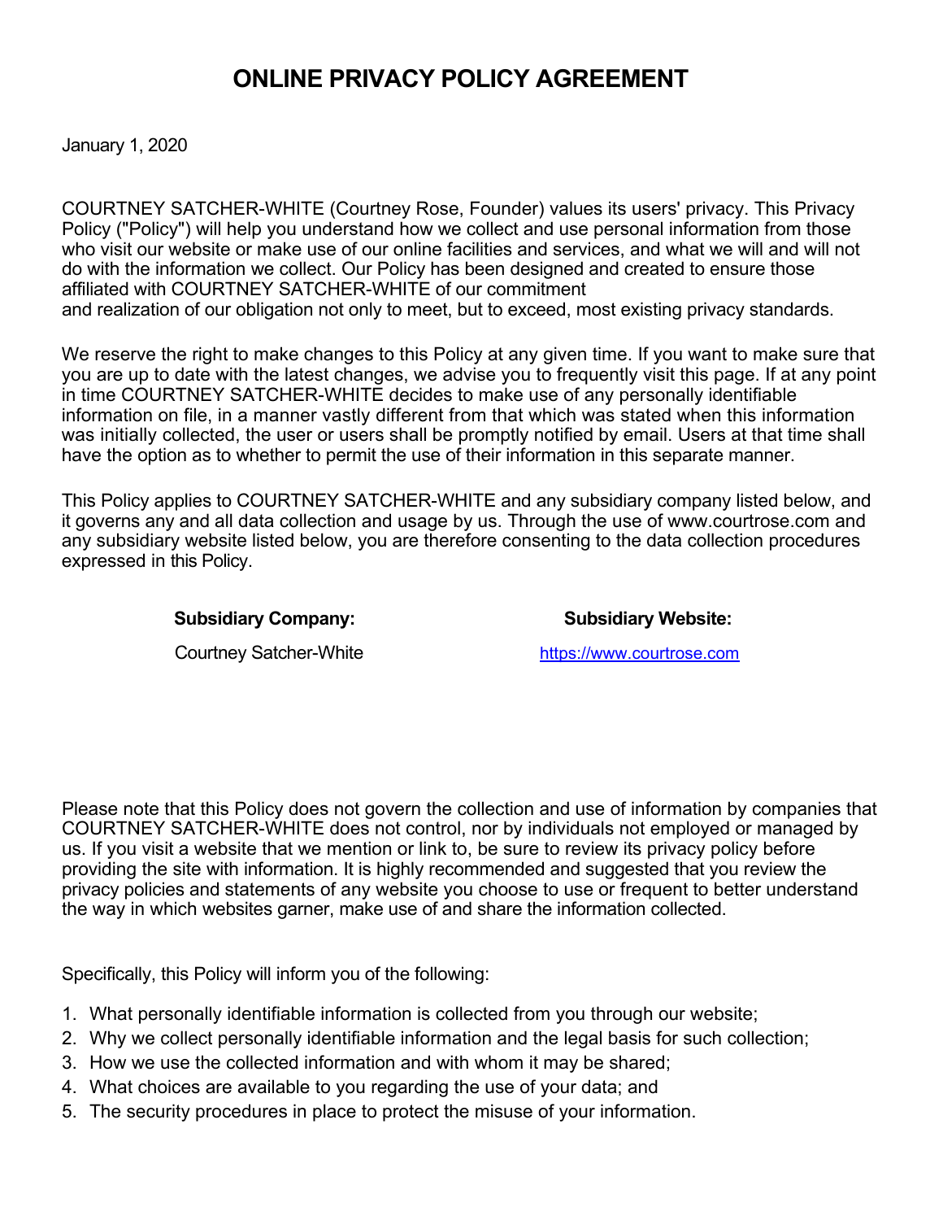# ONLINE PRIVACY POLICY AGREEMENT

January 1, 2020

COURTNEY SATCHER-WHITE (Courtney Rose, Founder) values its users' privacy. This Privacy Policy ("Policy") will help you understand how we collect and use personal information from those who visit our website or make use of our online facilities and services, and what we will and will not do with the information we collect. Our Policy has been designed and created to ensure those affiliated with COURTNEY SATCHER-WHITE of our commitment and realization of our obligation not only to meet, but to exceed, most existing privacy standards.

We reserve the right to make changes to this Policy at any given time. If you want to make sure that you are up to date with the latest changes, we advise you to frequently visit this page. If at any point in time COURTNEY SATCHER-WHITE decides to make use of any personally identifiable information on file, in a manner vastly different from that which was stated when this information was initially collected, the user or users shall be promptly notified by email. Users at that time shall have the option as to whether to permit the use of their information in this separate manner.

This Policy applies to COURTNEY SATCHER-WHITE and any subsidiary company listed below, and it governs any and all data collection and usage by us. Through the use of www.courtrose.com and any subsidiary website listed below, you are therefore consenting to the data collection procedures expressed in this Policy.

| **Subsidiary Company:** | **Subsidiary Website:** |
| --- | --- |
| Courtney Satcher-White | https://www.courtrose.com |

Please note that this Policy does not govern the collection and use of information by companies that COURTNEY SATCHER-WHITE does not control, nor by individuals not employed or managed by us. If you visit a website that we mention or link to, be sure to review its privacy policy before providing the site with information. It is highly recommended and suggested that you review the privacy policies and statements of any website you choose to use or frequent to better understand the way in which websites garner, make use of and share the information collected.

Specifically, this Policy will inform you of the following:

1. What personally identifiable information is collected from you through our website;
2. Why we collect personally identifiable information and the legal basis for such collection;
3. How we use the collected information and with whom it may be shared;
4. What choices are available to you regarding the use of your data; and
5. The security procedures in place to protect the misuse of your information.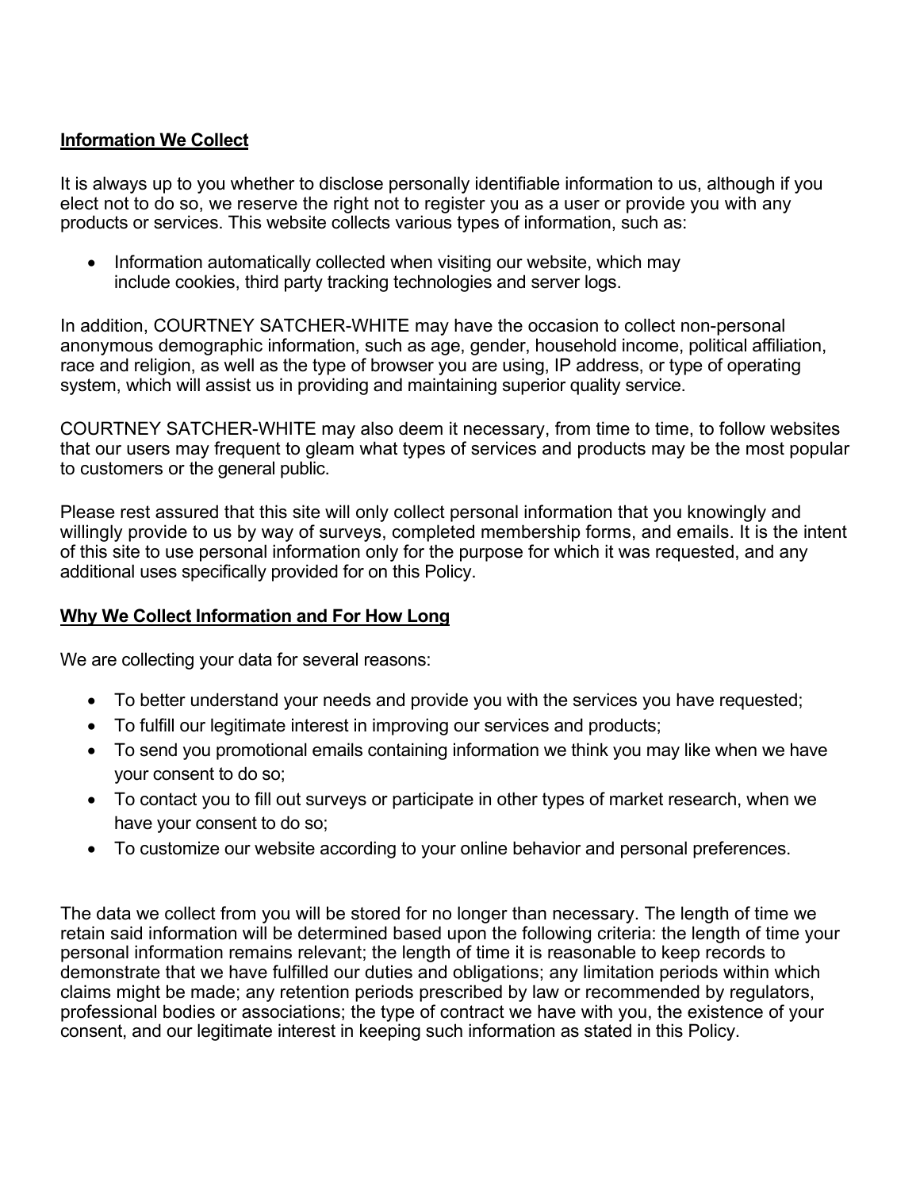**Information We Collect**

It is always up to you whether to disclose personally identifiable information to us, although if you elect not to do so, we reserve the right not to register you as a user or provide you with any products or services. This website collects various types of information, such as:

- Information automatically collected when visiting our website, which may include cookies, third party tracking technologies and server logs.

In addition, COURTNEY SATCHER-WHITE may have the occasion to collect non-personal anonymous demographic information, such as age, gender, household income, political affiliation, race and religion, as well as the type of browser you are using, IP address, or type of operating system, which will assist us in providing and maintaining superior quality service.

COURTNEY SATCHER-WHITE may also deem it necessary, from time to time, to follow websites that our users may frequent to gleam what types of services and products may be the most popular to customers or the general public.

Please rest assured that this site will only collect personal information that you knowingly and willingly provide to us by way of surveys, completed membership forms, and emails. It is the intent of this site to use personal information only for the purpose for which it was requested, and any additional uses specifically provided for on this Policy.

**Why We Collect Information and For How Long**

We are collecting your data for several reasons:

- To better understand your needs and provide you with the services you have requested;
- To fulfill our legitimate interest in improving our services and products;
- To send you promotional emails containing information we think you may like when we have your consent to do so;
- To contact you to fill out surveys or participate in other types of market research, when we have your consent to do so;
- To customize our website according to your online behavior and personal preferences.

The data we collect from you will be stored for no longer than necessary. The length of time we retain said information will be determined based upon the following criteria: the length of time your personal information remains relevant; the length of time it is reasonable to keep records to demonstrate that we have fulfilled our duties and obligations; any limitation periods within which claims might be made; any retention periods prescribed by law or recommended by regulators, professional bodies or associations; the type of contract we have with you, the existence of your consent, and our legitimate interest in keeping such information as stated in this Policy.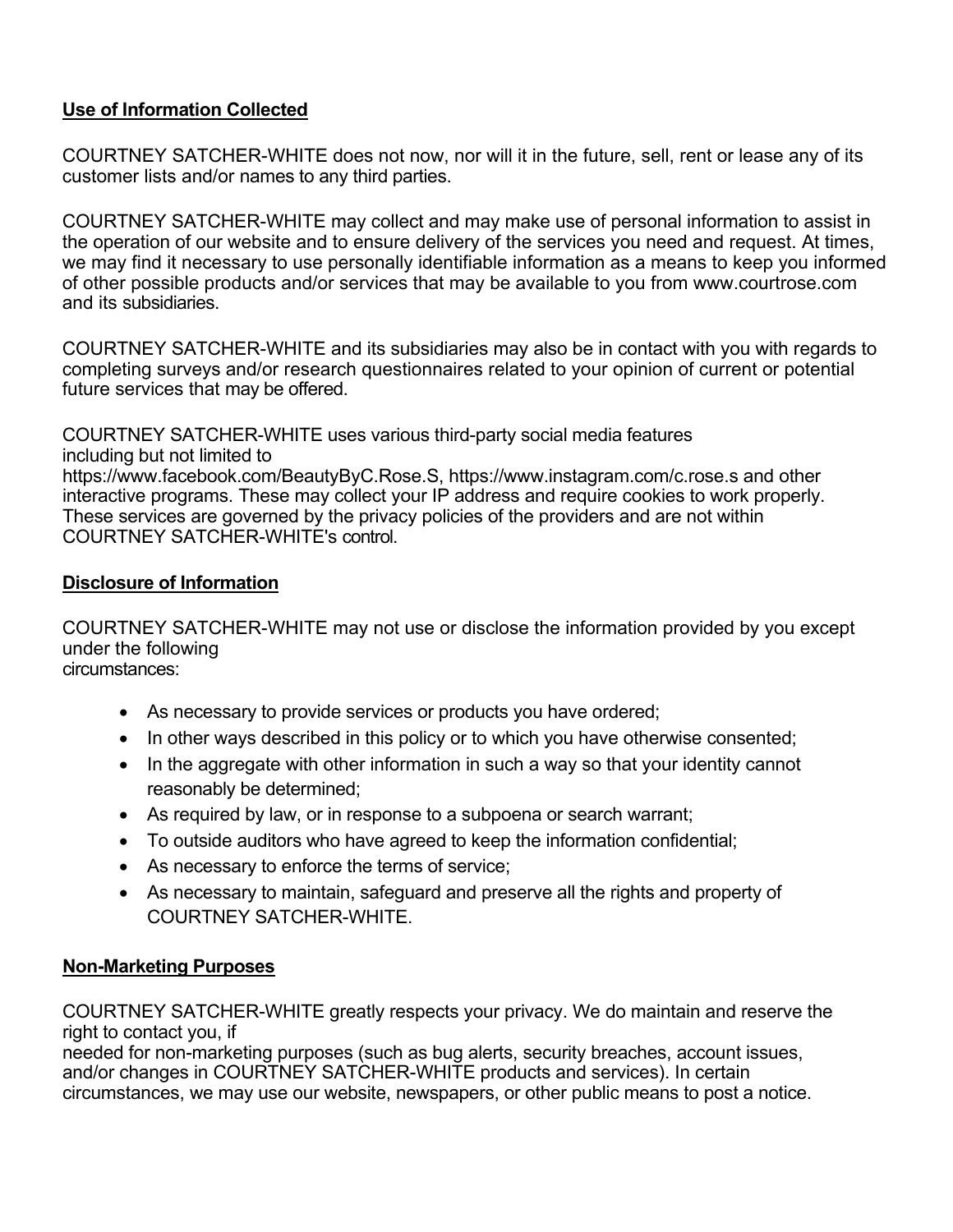## **Use of Information Collected**

COURTNEY SATCHER-WHITE does not now, nor will it in the future, sell, rent or lease any of its customer lists and/or names to any third parties.

COURTNEY SATCHER-WHITE may collect and may make use of personal information to assist in the operation of our website and to ensure delivery of the services you need and request. At times, we may find it necessary to use personally identifiable information as a means to keep you informed of other possible products and/or services that may be available to you from www.courtrose.com and its subsidiaries.

COURTNEY SATCHER-WHITE and its subsidiaries may also be in contact with you with regards to completing surveys and/or research questionnaires related to your opinion of current or potential future services that may be offered.

COURTNEY SATCHER-WHITE uses various third-party social media features including but not limited to https://www.facebook.com/BeautyByC.Rose.S, https://www.instagram.com/c.rose.s and other interactive programs. These may collect your IP address and require cookies to work properly. These services are governed by the privacy policies of the providers and are not within COURTNEY SATCHER-WHITE's control.

## **Disclosure of Information**

COURTNEY SATCHER-WHITE may not use or disclose the information provided by you except under the following circumstances:

- As necessary to provide services or products you have ordered;
- In other ways described in this policy or to which you have otherwise consented;
- In the aggregate with other information in such a way so that your identity cannot reasonably be determined;
- As required by law, or in response to a subpoena or search warrant;
- To outside auditors who have agreed to keep the information confidential;
- As necessary to enforce the terms of service;
- As necessary to maintain, safeguard and preserve all the rights and property of COURTNEY SATCHER-WHITE.

## **Non-Marketing Purposes**

COURTNEY SATCHER-WHITE greatly respects your privacy. We do maintain and reserve the right to contact you, if needed for non-marketing purposes (such as bug alerts, security breaches, account issues, and/or changes in COURTNEY SATCHER-WHITE products and services). In certain circumstances, we may use our website, newspapers, or other public means to post a notice.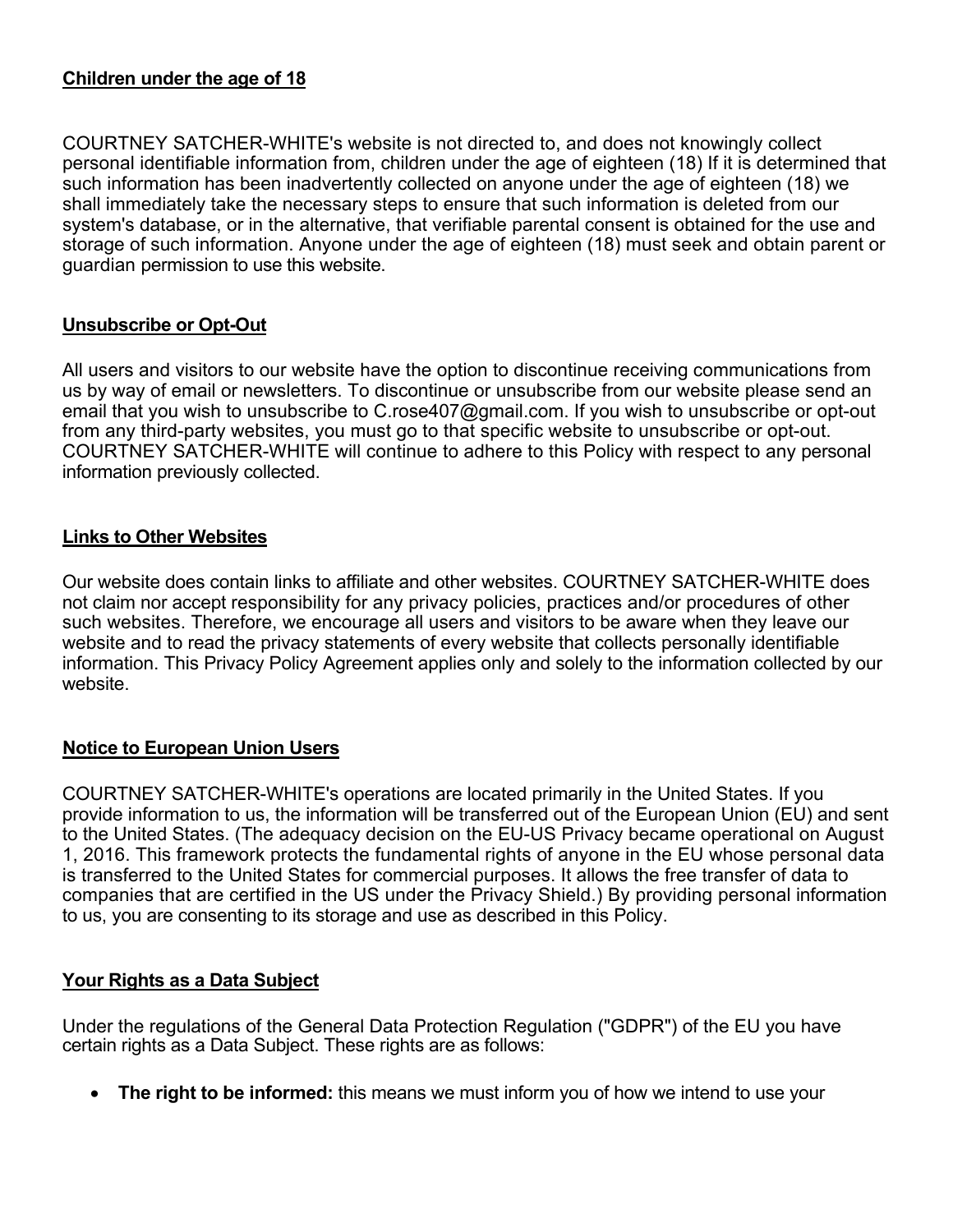**Children under the age of 18**

COURTNEY SATCHER-WHITE's website is not directed to, and does not knowingly collect personal identifiable information from, children under the age of eighteen (18) If it is determined that such information has been inadvertently collected on anyone under the age of eighteen (18) we shall immediately take the necessary steps to ensure that such information is deleted from our system's database, or in the alternative, that verifiable parental consent is obtained for the use and storage of such information. Anyone under the age of eighteen (18) must seek and obtain parent or guardian permission to use this website.

**Unsubscribe or Opt-Out**

All users and visitors to our website have the option to discontinue receiving communications from us by way of email or newsletters. To discontinue or unsubscribe from our website please send an email that you wish to unsubscribe to C.rose407@gmail.com. If you wish to unsubscribe or opt-out from any third-party websites, you must go to that specific website to unsubscribe or opt-out. COURTNEY SATCHER-WHITE will continue to adhere to this Policy with respect to any personal information previously collected.

**Links to Other Websites**

Our website does contain links to affiliate and other websites. COURTNEY SATCHER-WHITE does not claim nor accept responsibility for any privacy policies, practices and/or procedures of other such websites. Therefore, we encourage all users and visitors to be aware when they leave our website and to read the privacy statements of every website that collects personally identifiable information. This Privacy Policy Agreement applies only and solely to the information collected by our website.

**Notice to European Union Users**

COURTNEY SATCHER-WHITE's operations are located primarily in the United States. If you provide information to us, the information will be transferred out of the European Union (EU) and sent to the United States. (The adequacy decision on the EU-US Privacy became operational on August 1, 2016. This framework protects the fundamental rights of anyone in the EU whose personal data is transferred to the United States for commercial purposes. It allows the free transfer of data to companies that are certified in the US under the Privacy Shield.) By providing personal information to us, you are consenting to its storage and use as described in this Policy.

**Your Rights as a Data Subject**

Under the regulations of the General Data Protection Regulation ("GDPR") of the EU you have certain rights as a Data Subject. These rights are as follows:

- **The right to be informed:** this means we must inform you of how we intend to use your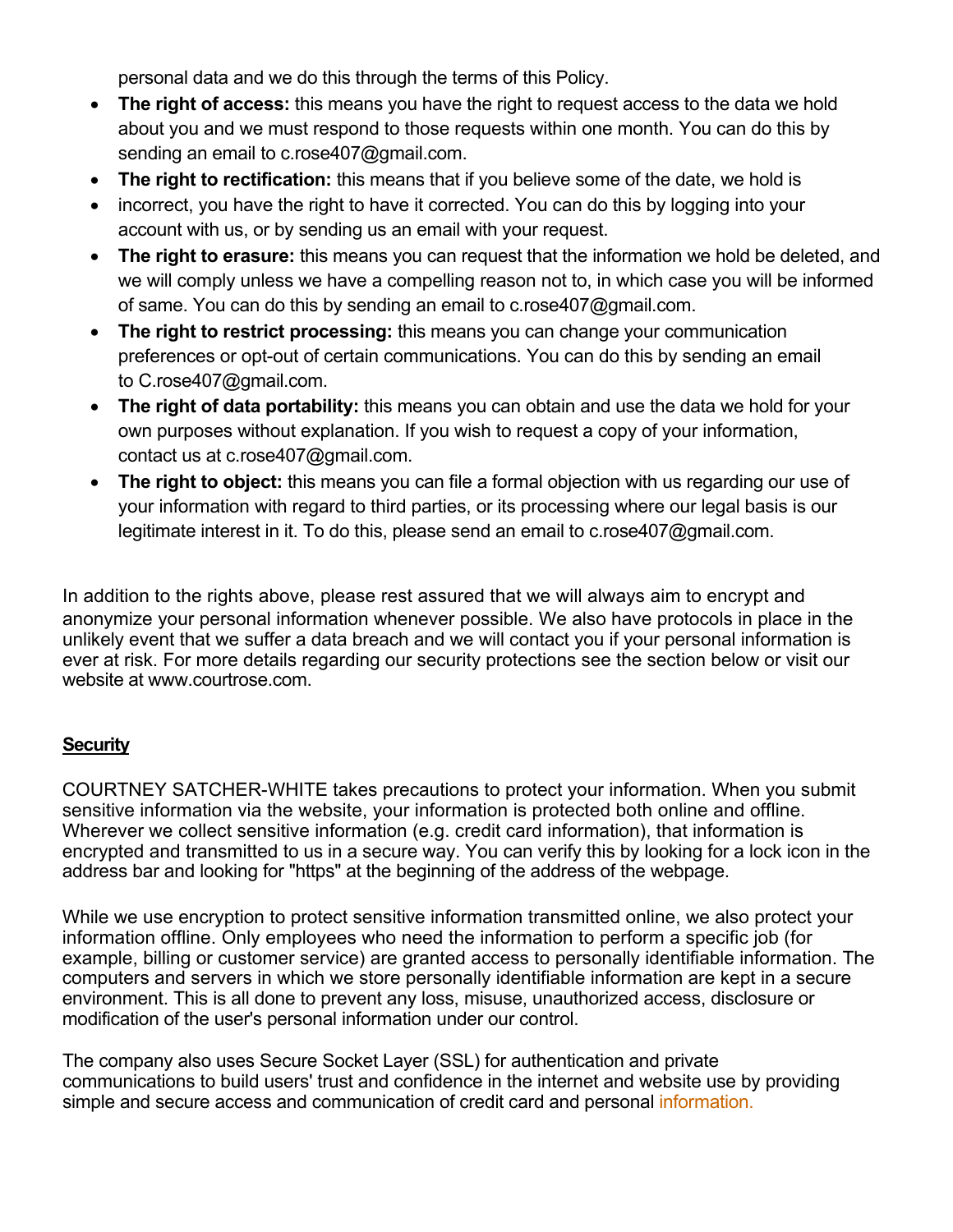personal data and we do this through the terms of this Policy.

- **The right of access:** this means you have the right to request access to the data we hold about you and we must respond to those requests within one month. You can do this by sending an email to c.rose407@gmail.com.
- **The right to rectification:** this means that if you believe some of the date, we hold is
- incorrect, you have the right to have it corrected. You can do this by logging into your account with us, or by sending us an email with your request.
- **The right to erasure:** this means you can request that the information we hold be deleted, and we will comply unless we have a compelling reason not to, in which case you will be informed of same. You can do this by sending an email to c.rose407@gmail.com.
- **The right to restrict processing:** this means you can change your communication preferences or opt-out of certain communications. You can do this by sending an email to C.rose407@gmail.com.
- **The right of data portability:** this means you can obtain and use the data we hold for your own purposes without explanation. If you wish to request a copy of your information, contact us at c.rose407@gmail.com.
- **The right to object:** this means you can file a formal objection with us regarding our use of your information with regard to third parties, or its processing where our legal basis is our legitimate interest in it. To do this, please send an email to c.rose407@gmail.com.

In addition to the rights above, please rest assured that we will always aim to encrypt and anonymize your personal information whenever possible. We also have protocols in place in the unlikely event that we suffer a data breach and we will contact you if your personal information is ever at risk. For more details regarding our security protections see the section below or visit our website at www.courtrose.com.

**Security**

COURTNEY SATCHER-WHITE takes precautions to protect your information. When you submit sensitive information via the website, your information is protected both online and offline. Wherever we collect sensitive information (e.g. credit card information), that information is encrypted and transmitted to us in a secure way. You can verify this by looking for a lock icon in the address bar and looking for "https" at the beginning of the address of the webpage.

While we use encryption to protect sensitive information transmitted online, we also protect your information offline. Only employees who need the information to perform a specific job (for example, billing or customer service) are granted access to personally identifiable information. The computers and servers in which we store personally identifiable information are kept in a secure environment. This is all done to prevent any loss, misuse, unauthorized access, disclosure or modification of the user's personal information under our control.

The company also uses Secure Socket Layer (SSL) for authentication and private communications to build users' trust and confidence in the internet and website use by providing simple and secure access and communication of credit card and personal information.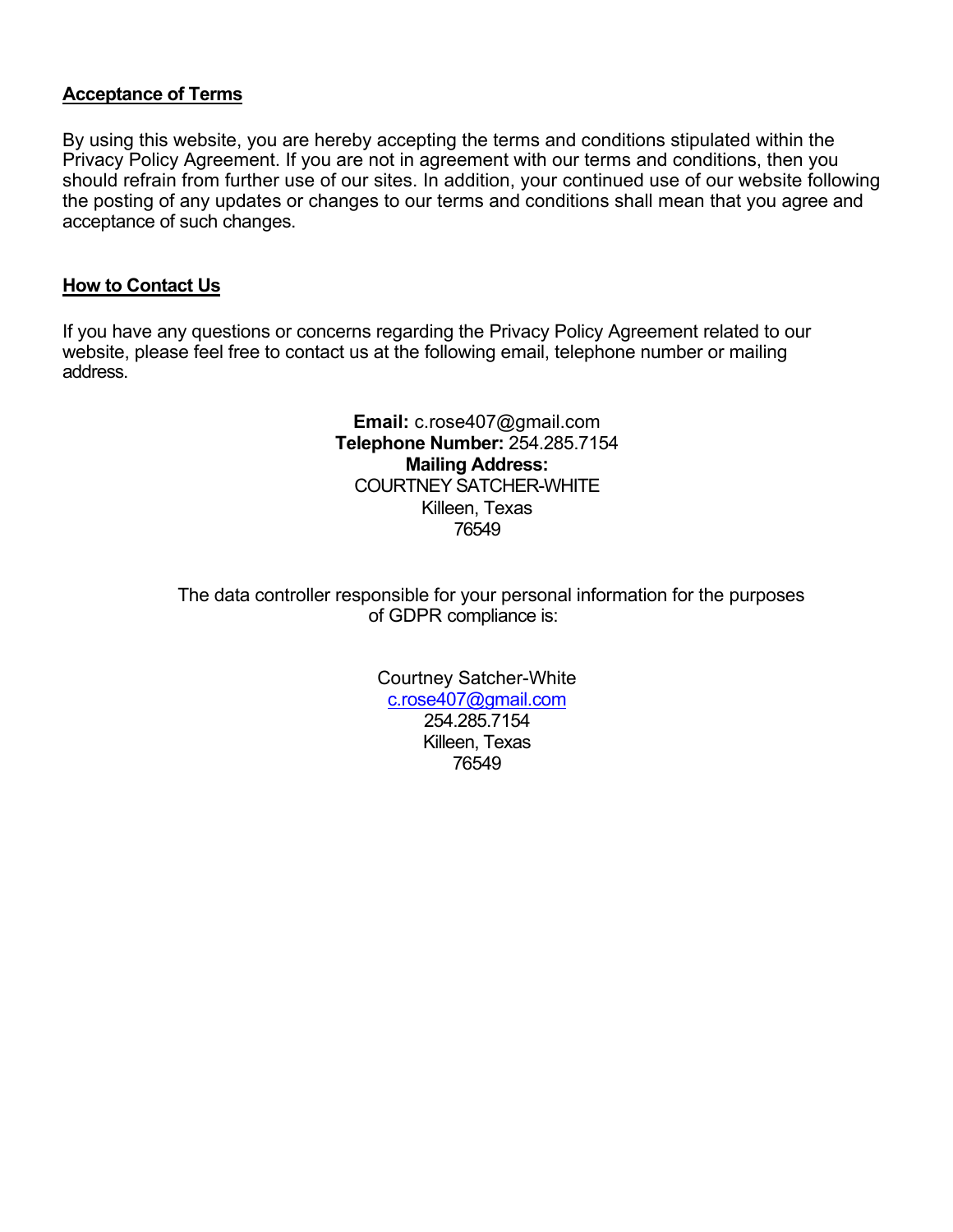**Acceptance of Terms**

By using this website, you are hereby accepting the terms and conditions stipulated within the Privacy Policy Agreement. If you are not in agreement with our terms and conditions, then you should refrain from further use of our sites. In addition, your continued use of our website following the posting of any updates or changes to our terms and conditions shall mean that you agree and acceptance of such changes.

**How to Contact Us**

If you have any questions or concerns regarding the Privacy Policy Agreement related to our website, please feel free to contact us at the following email, telephone number or mailing address.

**Email:** c.rose407@gmail.com
**Telephone Number:** 254.285.7154
**Mailing Address:**
COURTNEY SATCHER-WHITE
Killeen, Texas
76549

The data controller responsible for your personal information for the purposes of GDPR compliance is:

Courtney Satcher-White
c.rose407@gmail.com
254.285.7154
Killeen, Texas
76549